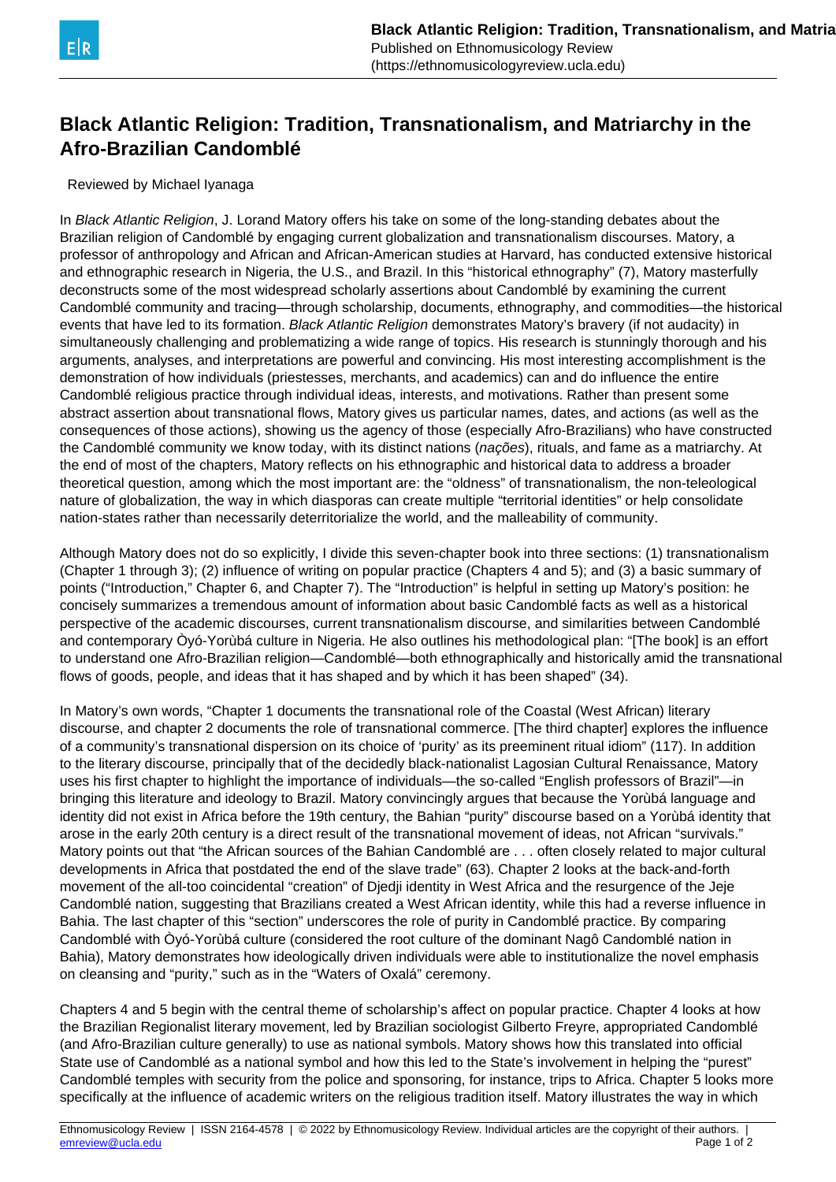# Black Atlantic Religion: Tradition, Transnationalism, and Matriarchy in the Afro-Brazilian Candomblé

Reviewed by Michael Iyanaga

In *Black Atlantic Religion*, J. Lorand Matory offers his take on some of the long-standing debates about the Brazilian religion of Candomblé by engaging current globalization and transnationalism discourses. Matory, a professor of anthropology and African and African-American studies at Harvard, has conducted extensive historical and ethnographic research in Nigeria, the U.S., and Brazil. In this "historical ethnography" (7), Matory masterfully deconstructs some of the most widespread scholarly assertions about Candomblé by examining the current Candomblé community and tracing—through scholarship, documents, ethnography, and commodities—the historical events that have led to its formation. *Black Atlantic Religion* demonstrates Matory's bravery (if not audacity) in simultaneously challenging and problematizing a wide range of topics. His research is stunningly thorough and his arguments, analyses, and interpretations are powerful and convincing. His most interesting accomplishment is the demonstration of how individuals (priestesses, merchants, and academics) can and do influence the entire Candomblé religious practice through individual ideas, interests, and motivations. Rather than present some abstract assertion about transnational flows, Matory gives us particular names, dates, and actions (as well as the consequences of those actions), showing us the agency of those (especially Afro-Brazilians) who have constructed the Candomblé community we know today, with its distinct nations (*nações*), rituals, and fame as a matriarchy. At the end of most of the chapters, Matory reflects on his ethnographic and historical data to address a broader theoretical question, among which the most important are: the "oldness" of transnationalism, the non-teleological nature of globalization, the way in which diasporas can create multiple "territorial identities" or help consolidate nation-states rather than necessarily deterritorialize the world, and the malleability of community.

Although Matory does not do so explicitly, I divide this seven-chapter book into three sections: (1) transnationalism (Chapter 1 through 3); (2) influence of writing on popular practice (Chapters 4 and 5); and (3) a basic summary of points ("Introduction," Chapter 6, and Chapter 7). The "Introduction" is helpful in setting up Matory's position: he concisely summarizes a tremendous amount of information about basic Candomblé facts as well as a historical perspective of the academic discourses, current transnationalism discourse, and similarities between Candomblé and contemporary Òyó-Yorùbá culture in Nigeria. He also outlines his methodological plan: "[The book] is an effort to understand one Afro-Brazilian religion—Candomblé—both ethnographically and historically amid the transnational flows of goods, people, and ideas that it has shaped and by which it has been shaped" (34).

In Matory's own words, "Chapter 1 documents the transnational role of the Coastal (West African) literary discourse, and chapter 2 documents the role of transnational commerce. [The third chapter] explores the influence of a community's transnational dispersion on its choice of 'purity' as its preeminent ritual idiom" (117). In addition to the literary discourse, principally that of the decidedly black-nationalist Lagosian Cultural Renaissance, Matory uses his first chapter to highlight the importance of individuals—the so-called "English professors of Brazil"—in bringing this literature and ideology to Brazil. Matory convincingly argues that because the Yorùbá language and identity did not exist in Africa before the 19th century, the Bahian "purity" discourse based on a Yorùbá identity that arose in the early 20th century is a direct result of the transnational movement of ideas, not African "survivals." Matory points out that "the African sources of the Bahian Candomblé are . . . often closely related to major cultural developments in Africa that postdated the end of the slave trade" (63). Chapter 2 looks at the back-and-forth movement of the all-too coincidental "creation" of Djedji identity in West Africa and the resurgence of the Jeje Candomblé nation, suggesting that Brazilians created a West African identity, while this had a reverse influence in Bahia. The last chapter of this "section" underscores the role of purity in Candomblé practice. By comparing Candomblé with Òyó-Yorùbá culture (considered the root culture of the dominant Nagô Candomblé nation in Bahia), Matory demonstrates how ideologically driven individuals were able to institutionalize the novel emphasis on cleansing and "purity," such as in the "Waters of Oxalá" ceremony.

Chapters 4 and 5 begin with the central theme of scholarship's affect on popular practice. Chapter 4 looks at how the Brazilian Regionalist literary movement, led by Brazilian sociologist Gilberto Freyre, appropriated Candomblé (and Afro-Brazilian culture generally) to use as national symbols. Matory shows how this translated into official State use of Candomblé as a national symbol and how this led to the State's involvement in helping the "purest" Candomblé temples with security from the police and sponsoring, for instance, trips to Africa. Chapter 5 looks more specifically at the influence of academic writers on the religious tradition itself. Matory illustrates the way in which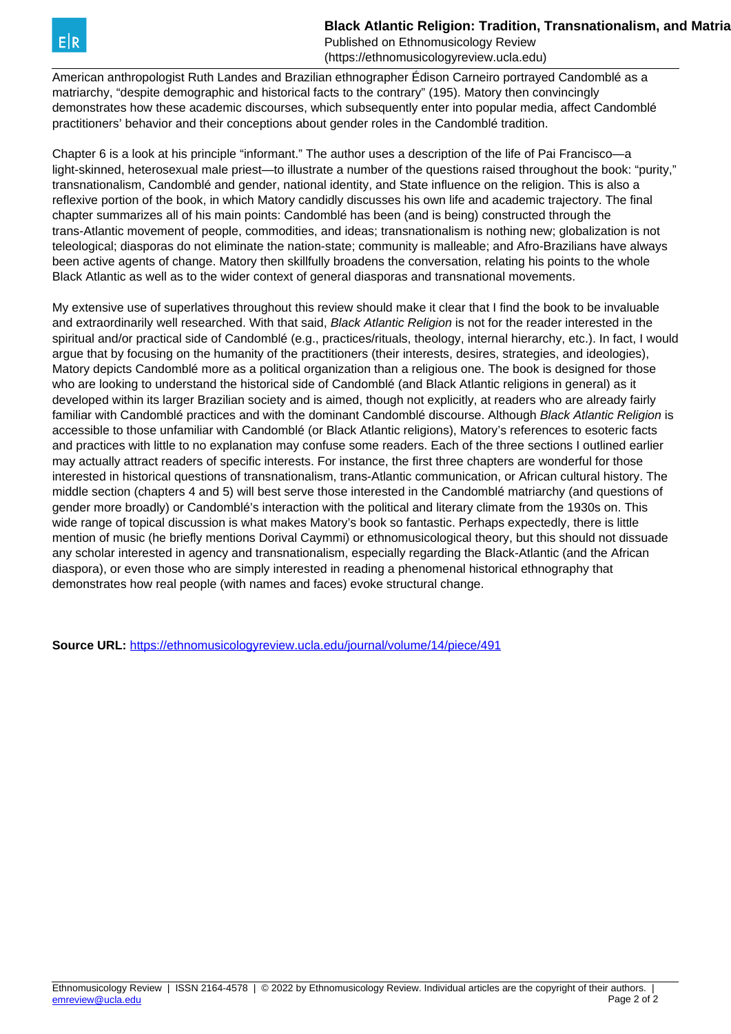American anthropologist Ruth Landes and Brazilian ethnographer Édison Carneiro portrayed Candomblé as a matriarchy, "despite demographic and historical facts to the contrary" (195). Matory then convincingly demonstrates how these academic discourses, which subsequently enter into popular media, affect Candomblé practitioners' behavior and their conceptions about gender roles in the Candomblé tradition.

Chapter 6 is a look at his principle "informant." The author uses a description of the life of Pai Francisco—a light-skinned, heterosexual male priest—to illustrate a number of the questions raised throughout the book: "purity," transnationalism, Candomblé and gender, national identity, and State influence on the religion. This is also a reflexive portion of the book, in which Matory candidly discusses his own life and academic trajectory. The final chapter summarizes all of his main points: Candomblé has been (and is being) constructed through the trans-Atlantic movement of people, commodities, and ideas; transnationalism is nothing new; globalization is not teleological; diasporas do not eliminate the nation-state; community is malleable; and Afro-Brazilians have always been active agents of change. Matory then skillfully broadens the conversation, relating his points to the whole Black Atlantic as well as to the wider context of general diasporas and transnational movements.

My extensive use of superlatives throughout this review should make it clear that I find the book to be invaluable and extraordinarily well researched. With that said, *Black Atlantic Religion* is not for the reader interested in the spiritual and/or practical side of Candomblé (e.g., practices/rituals, theology, internal hierarchy, etc.). In fact, I would argue that by focusing on the humanity of the practitioners (their interests, desires, strategies, and ideologies), Matory depicts Candomblé more as a political organization than a religious one. The book is designed for those who are looking to understand the historical side of Candomblé (and Black Atlantic religions in general) as it developed within its larger Brazilian society and is aimed, though not explicitly, at readers who are already fairly familiar with Candomblé practices and with the dominant Candomblé discourse. Although *Black Atlantic Religion* is accessible to those unfamiliar with Candomblé (or Black Atlantic religions), Matory's references to esoteric facts and practices with little to no explanation may confuse some readers. Each of the three sections I outlined earlier may actually attract readers of specific interests. For instance, the first three chapters are wonderful for those interested in historical questions of transnationalism, trans-Atlantic communication, or African cultural history. The middle section (chapters 4 and 5) will best serve those interested in the Candomblé matriarchy (and questions of gender more broadly) or Candomblé's interaction with the political and literary climate from the 1930s on. This wide range of topical discussion is what makes Matory's book so fantastic. Perhaps expectedly, there is little mention of music (he briefly mentions Dorival Caymmi) or ethnomusicological theory, but this should not dissuade any scholar interested in agency and transnationalism, especially regarding the Black-Atlantic (and the African diaspora), or even those who are simply interested in reading a phenomenal historical ethnography that demonstrates how real people (with names and faces) evoke structural change.

**Source URL:** https://ethnomusicologyreview.ucla.edu/journal/volume/14/piece/491